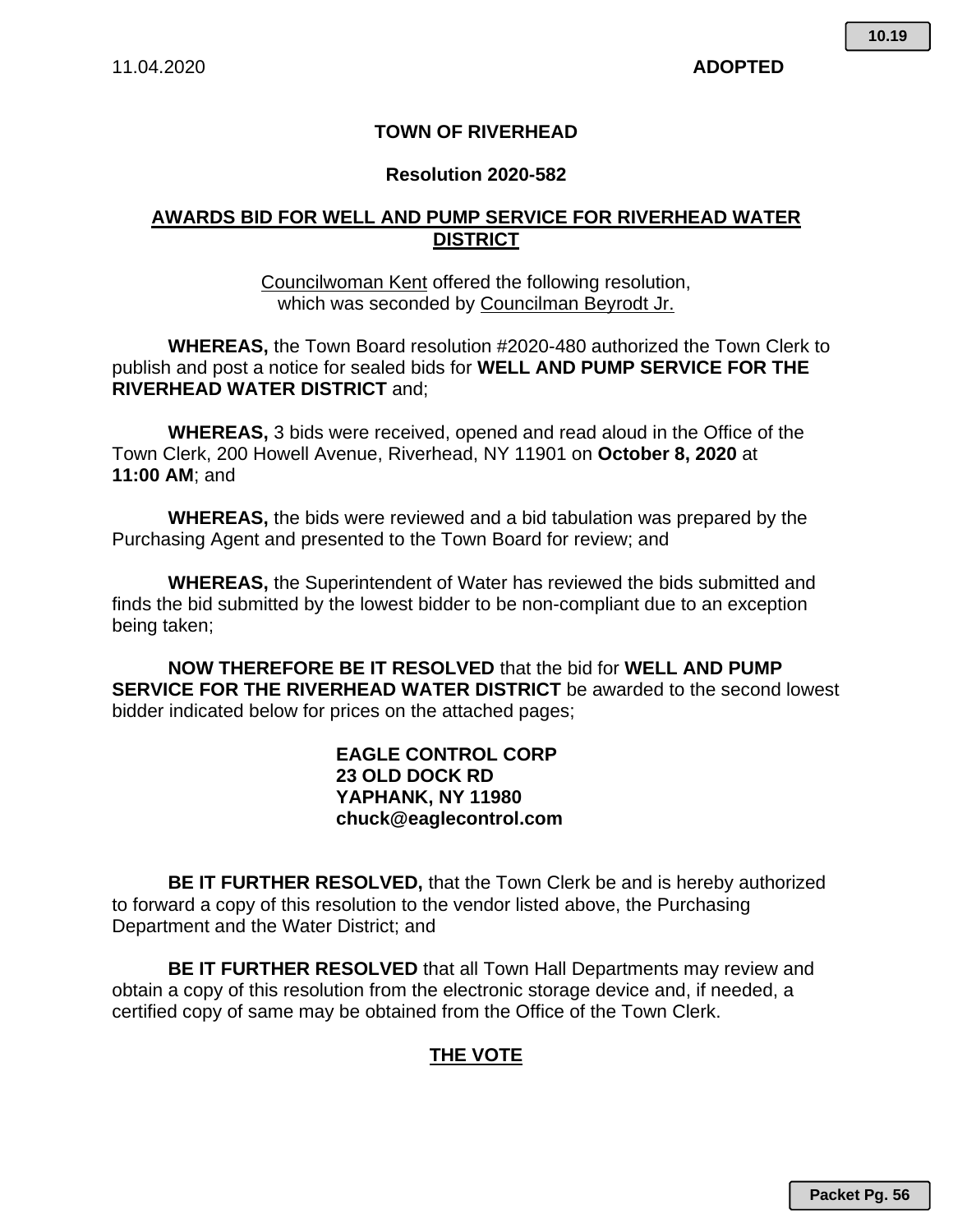11.04.2020 **ADOPTED**

# TOWN OF RIVERHEAD

## Resolution 2020-582

## AWARDS BID FOR WELL AND PUMP SERVICE FOR RIVERHEAD WATER DISTRICT

Councilwoman Kent offered the following resolution, which was seconded by Councilman Beyrodt Jr.

**WHEREAS,** the Town Board resolution #2020-480 authorized the Town Clerk to publish and post a notice for sealed bids for **WELL AND PUMP SERVICE FOR THE RIVERHEAD WATER DISTRICT** and;

**WHEREAS,** 3 bids were received, opened and read aloud in the Office of the Town Clerk, 200 Howell Avenue, Riverhead, NY 11901 on **October 8, 2020** at **11:00 AM**; and

**WHEREAS,** the bids were reviewed and a bid tabulation was prepared by the Purchasing Agent and presented to the Town Board for review; and

**WHEREAS,** the Superintendent of Water has reviewed the bids submitted and finds the bid submitted by the lowest bidder to be non-compliant due to an exception being taken;

**NOW THEREFORE BE IT RESOLVED** that the bid for **WELL AND PUMP SERVICE FOR THE RIVERHEAD WATER DISTRICT** be awarded to the second lowest bidder indicated below for prices on the attached pages;

**EAGLE CONTROL CORP**
**23 OLD DOCK RD**
**YAPHANK, NY 11980**
**chuck@eaglecontrol.com**

**BE IT FURTHER RESOLVED,** that the Town Clerk be and is hereby authorized to forward a copy of this resolution to the vendor listed above, the Purchasing Department and the Water District; and

**BE IT FURTHER RESOLVED** that all Town Hall Departments may review and obtain a copy of this resolution from the electronic storage device and, if needed, a certified copy of same may be obtained from the Office of the Town Clerk.

## THE VOTE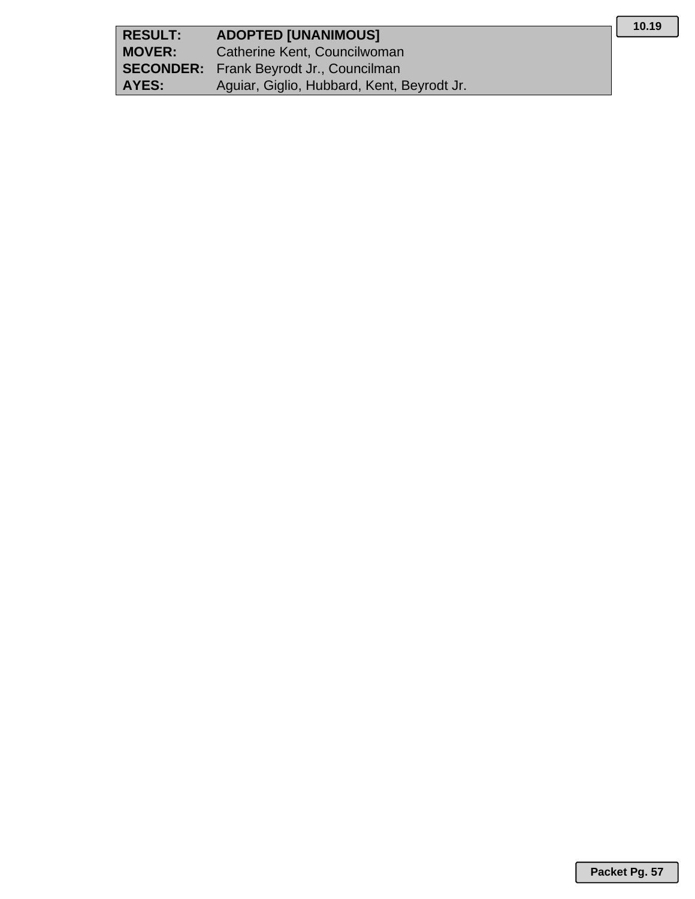| | |
|---|---|
| **RESULT:** | **ADOPTED [UNANIMOUS]** |
| **MOVER:** | Catherine Kent, Councilwoman |
| **SECONDER:** | Frank Beyrodt Jr., Councilman |
| **AYES:** | Aguiar, Giglio, Hubbard, Kent, Beyrodt Jr. |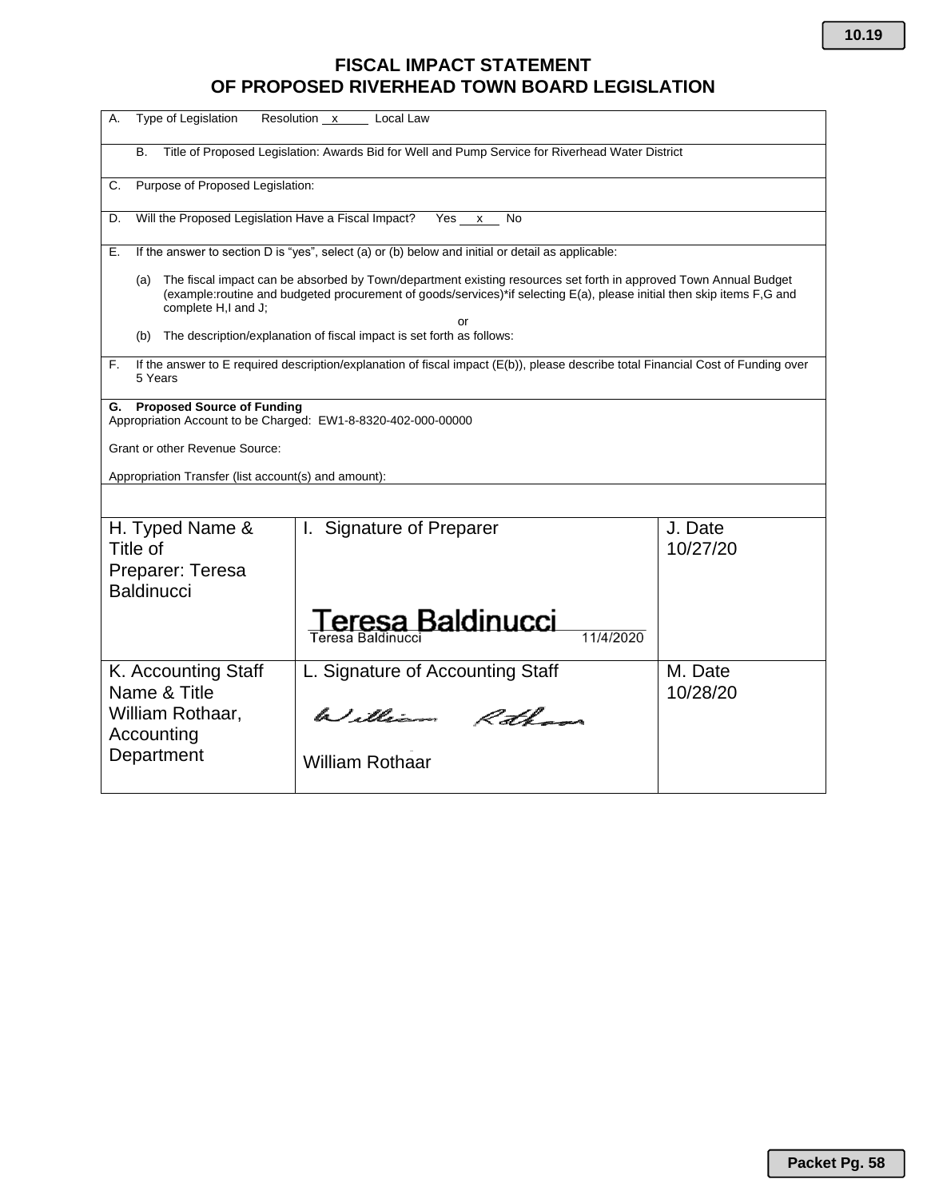# FISCAL IMPACT STATEMENT
# OF PROPOSED RIVERHEAD TOWN BOARD LEGISLATION

A. Type of Legislation Resolution __x__ Local Law

B. Title of Proposed Legislation: Awards Bid for Well and Pump Service for Riverhead Water District

C. Purpose of Proposed Legislation:

D. Will the Proposed Legislation Have a Fiscal Impact? Yes __x__ No

E. If the answer to section D is "yes", select (a) or (b) below and initial or detail as applicable:

(a) The fiscal impact can be absorbed by Town/department existing resources set forth in approved Town Annual Budget (example:routine and budgeted procurement of goods/services)*if selecting E(a), please initial then skip items F,G and complete H,I and J;

or

(b) The description/explanation of fiscal impact is set forth as follows:

F. If the answer to E required description/explanation of fiscal impact (E(b)), please describe total Financial Cost of Funding over 5 Years

**G. Proposed Source of Funding**
Appropriation Account to be Charged: EW1-8-8320-402-000-00000

Grant or other Revenue Source:

Appropriation Transfer (list account(s) and amount):

| H. Typed Name & Title of Preparer: Teresa Baldinucci | I. Signature of Preparer<br>Teresa Baldinucci<br>Teresa Baldinucci 11/4/2020 | J. Date<br>10/27/20 |
|---|---|---|
| K. Accounting Staff Name & Title<br>William Rothaar, Accounting Department | L. Signature of Accounting Staff<br>William Rothaar<br>William Rothaar | M. Date<br>10/28/20 |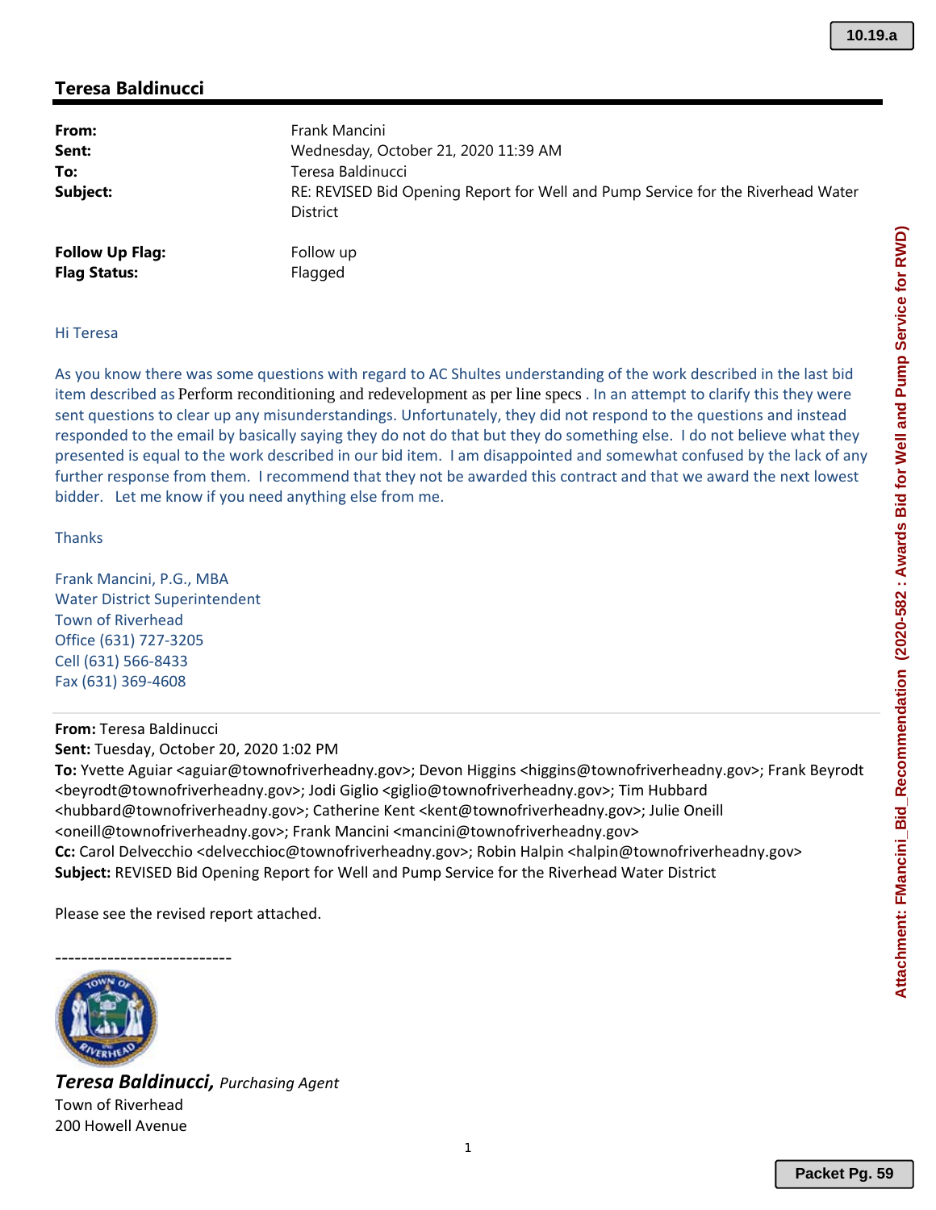## Teresa Baldinucci

| | |
|---|---|
| **From:** | Frank Mancini |
| **Sent:** | Wednesday, October 21, 2020 11:39 AM |
| **To:** | Teresa Baldinucci |
| **Subject:** | RE: REVISED Bid Opening Report for Well and Pump Service for the Riverhead Water District |
| **Follow Up Flag:** | Follow up |
| **Flag Status:** | Flagged |

Hi Teresa

As you know there was some questions with regard to AC Shultes understanding of the work described in the last bid item described as Perform reconditioning and redevelopment as per line specs . In an attempt to clarify this they were sent questions to clear up any misunderstandings. Unfortunately, they did not respond to the questions and instead responded to the email by basically saying they do not do that but they do something else. I do not believe what they presented is equal to the work described in our bid item. I am disappointed and somewhat confused by the lack of any further response from them. I recommend that they not be awarded this contract and that we award the next lowest bidder. Let me know if you need anything else from me.

Thanks

Frank Mancini, P.G., MBA
Water District Superintendent
Town of Riverhead
Office (631) 727-3205
Cell (631) 566-8433
Fax (631) 369-4608

---

**From:** Teresa Baldinucci
**Sent:** Tuesday, October 20, 2020 1:02 PM
**To:** Yvette Aguiar <aguiar@townofriverheadny.gov>; Devon Higgins <higgins@townofriverheadny.gov>; Frank Beyrodt <beyrodt@townofriverheadny.gov>; Jodi Giglio <giglio@townofriverheadny.gov>; Tim Hubbard <hubbard@townofriverheadny.gov>; Catherine Kent <kent@townofriverheadny.gov>; Julie Oneill <oneill@townofriverheadny.gov>; Frank Mancini <mancini@townofriverheadny.gov>
**Cc:** Carol Delvecchio <delvecchioc@townofriverheadny.gov>; Robin Halpin <halpin@townofriverheadny.gov>
**Subject:** REVISED Bid Opening Report for Well and Pump Service for the Riverhead Water District

Please see the revised report attached.

---------------------------

***Teresa Baldinucci,*** *Purchasing Agent*
Town of Riverhead
200 Howell Avenue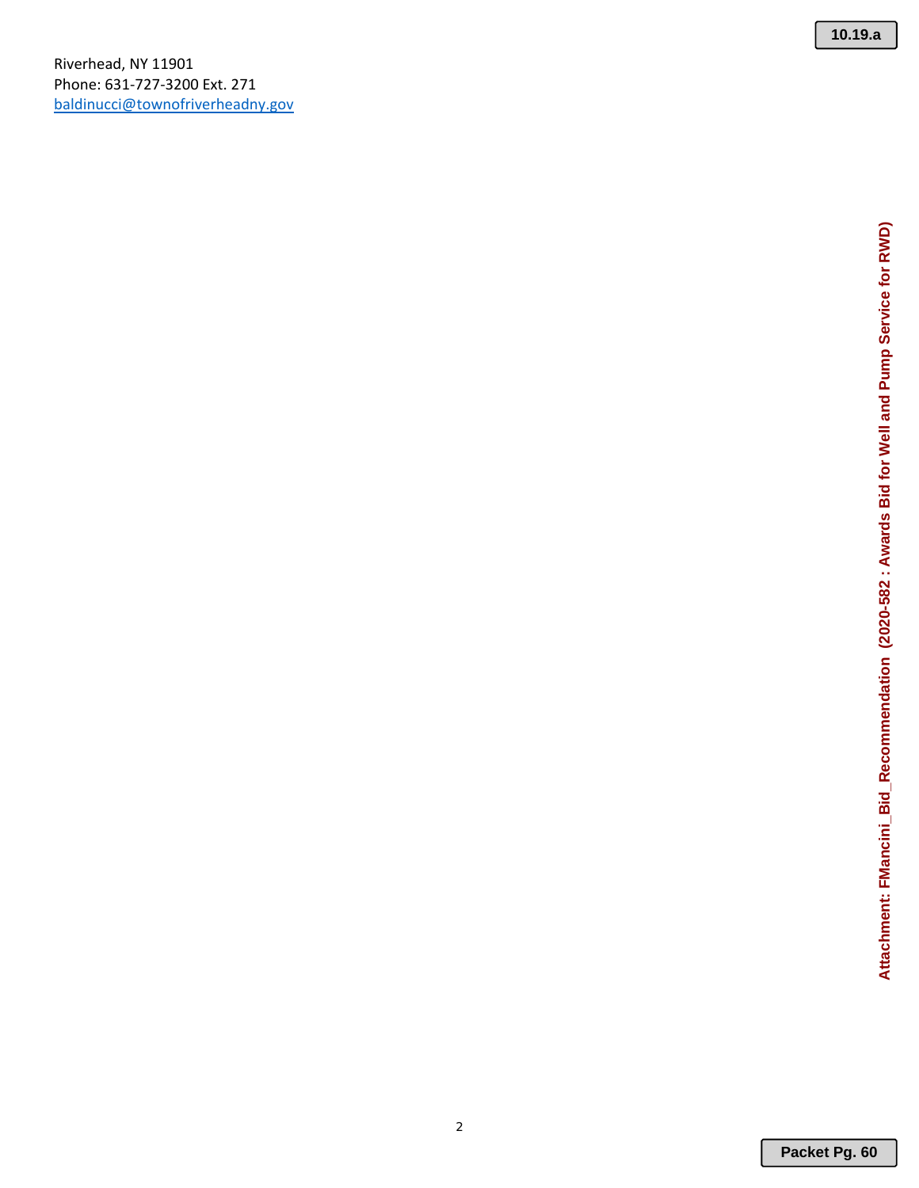Riverhead, NY 11901
Phone: 631-727-3200 Ext. 271
[baldinucci@townofriverheadny.gov](mailto:baldinucci@townofriverheadny.gov)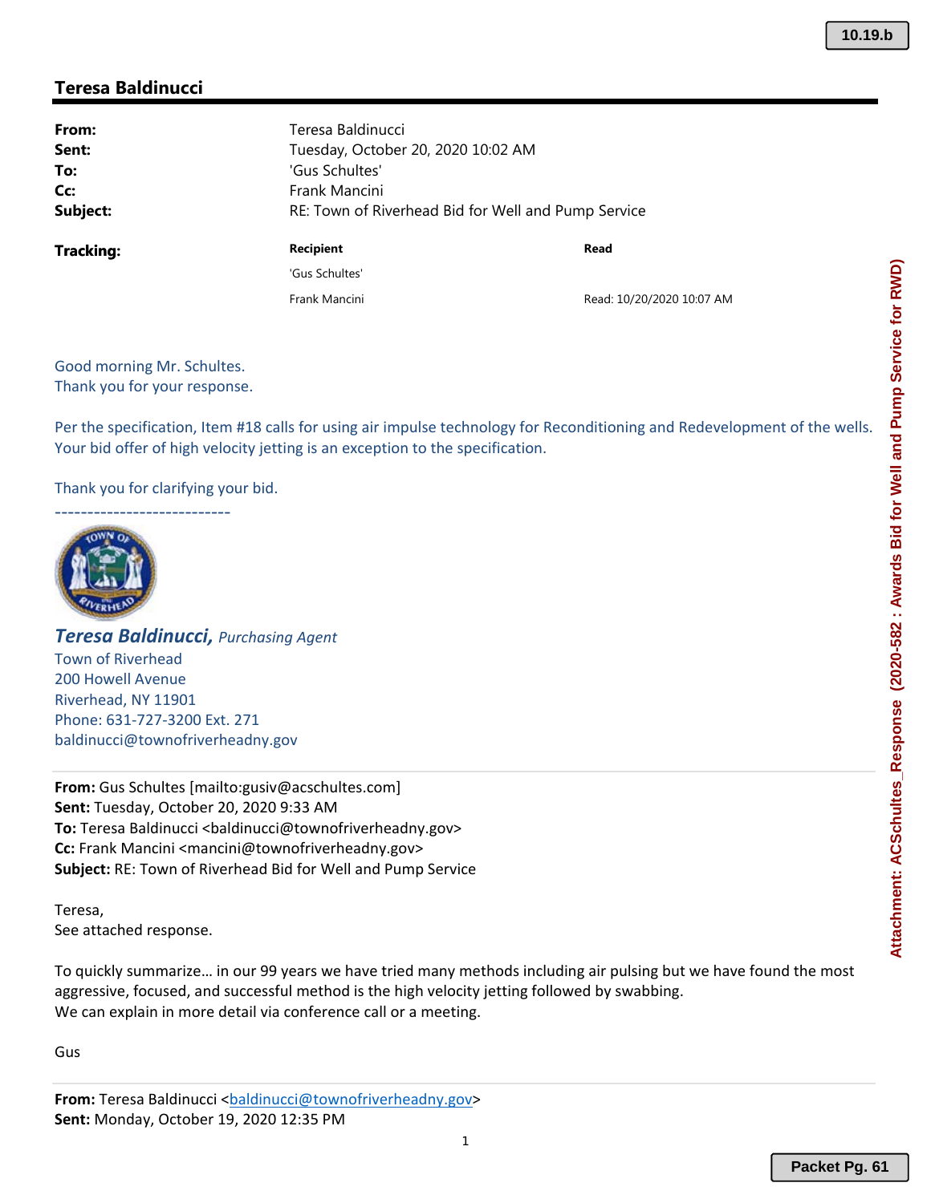## Teresa Baldinucci

| | |
|---|---|
| **From:** | Teresa Baldinucci |
| **Sent:** | Tuesday, October 20, 2020 10:02 AM |
| **To:** | 'Gus Schultes' |
| **Cc:** | Frank Mancini |
| **Subject:** | RE: Town of Riverhead Bid for Well and Pump Service |

**Tracking:**

| Recipient | Read |
|---|---|
| 'Gus Schultes' | |
| Frank Mancini | Read: 10/20/2020 10:07 AM |

Good morning Mr. Schultes.
Thank you for your response.

Per the specification, Item #18 calls for using air impulse technology for Reconditioning and Redevelopment of the wells. Your bid offer of high velocity jetting is an exception to the specification.

Thank you for clarifying your bid.

---------------------------

***Teresa Baldinucci,*** *Purchasing Agent*
Town of Riverhead
200 Howell Avenue
Riverhead, NY 11901
Phone: 631-727-3200 Ext. 271
baldinucci@townofriverheadny.gov

---

**From:** Gus Schultes [mailto:gusiv@acschultes.com]
**Sent:** Tuesday, October 20, 2020 9:33 AM
**To:** Teresa Baldinucci <baldinucci@townofriverheadny.gov>
**Cc:** Frank Mancini <mancini@townofriverheadny.gov>
**Subject:** RE: Town of Riverhead Bid for Well and Pump Service

Teresa,
See attached response.

To quickly summarize… in our 99 years we have tried many methods including air pulsing but we have found the most aggressive, focused, and successful method is the high velocity jetting followed by swabbing.
We can explain in more detail via conference call or a meeting.

Gus

---

**From:** Teresa Baldinucci <baldinucci@townofriverheadny.gov>
**Sent:** Monday, October 19, 2020 12:35 PM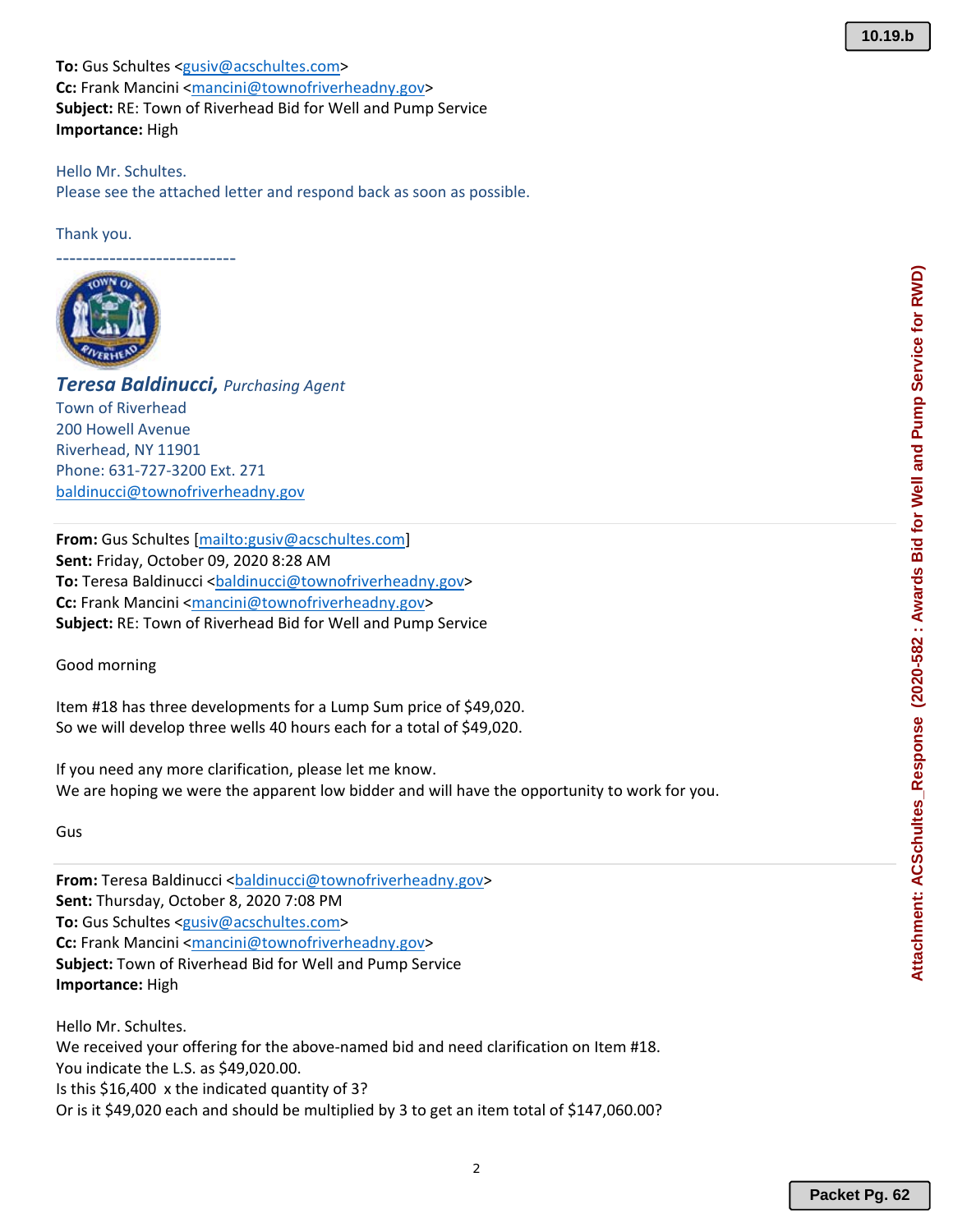**To:** Gus Schultes <gusiv@acschultes.com>
**Cc:** Frank Mancini <mancini@townofriverheadny.gov>
**Subject:** RE: Town of Riverhead Bid for Well and Pump Service
**Importance:** High

Hello Mr. Schultes.
Please see the attached letter and respond back as soon as possible.

Thank you.

---------------------------

***Teresa Baldinucci,*** *Purchasing Agent*
Town of Riverhead
200 Howell Avenue
Riverhead, NY 11901
Phone: 631-727-3200 Ext. 271
baldinucci@townofriverheadny.gov

---

**From:** Gus Schultes [mailto:gusiv@acschultes.com]
**Sent:** Friday, October 09, 2020 8:28 AM
**To:** Teresa Baldinucci <baldinucci@townofriverheadny.gov>
**Cc:** Frank Mancini <mancini@townofriverheadny.gov>
**Subject:** RE: Town of Riverhead Bid for Well and Pump Service

Good morning

Item #18 has three developments for a Lump Sum price of $49,020.
So we will develop three wells 40 hours each for a total of $49,020.

If you need any more clarification, please let me know.
We are hoping we were the apparent low bidder and will have the opportunity to work for you.

Gus

---

**From:** Teresa Baldinucci <baldinucci@townofriverheadny.gov>
**Sent:** Thursday, October 8, 2020 7:08 PM
**To:** Gus Schultes <gusiv@acschultes.com>
**Cc:** Frank Mancini <mancini@townofriverheadny.gov>
**Subject:** Town of Riverhead Bid for Well and Pump Service
**Importance:** High

Hello Mr. Schultes.
We received your offering for the above-named bid and need clarification on Item #18.
You indicate the L.S. as $49,020.00.
Is this $16,400 x the indicated quantity of 3?
Or is it $49,020 each and should be multiplied by 3 to get an item total of $147,060.00?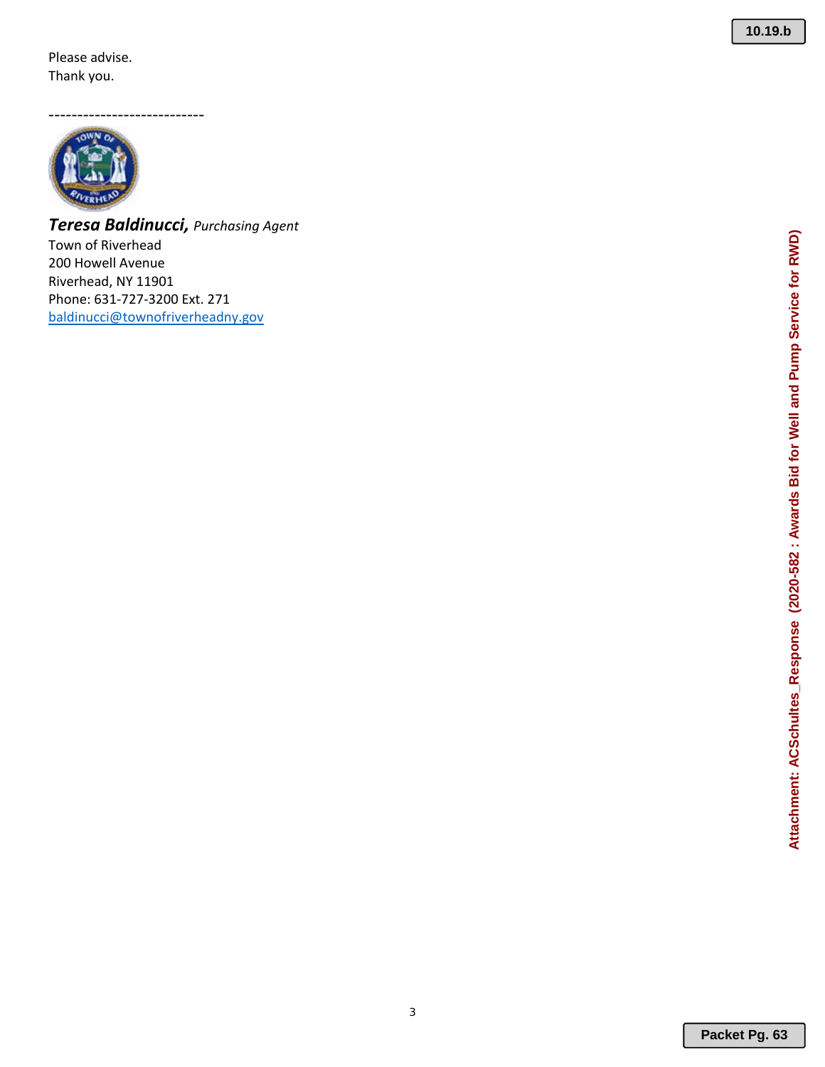Please advise.
Thank you.

---------------------------

***Teresa Baldinucci,*** *Purchasing Agent*
Town of Riverhead
200 Howell Avenue
Riverhead, NY 11901
Phone: 631-727-3200 Ext. 271
baldinucci@townofriverheadny.gov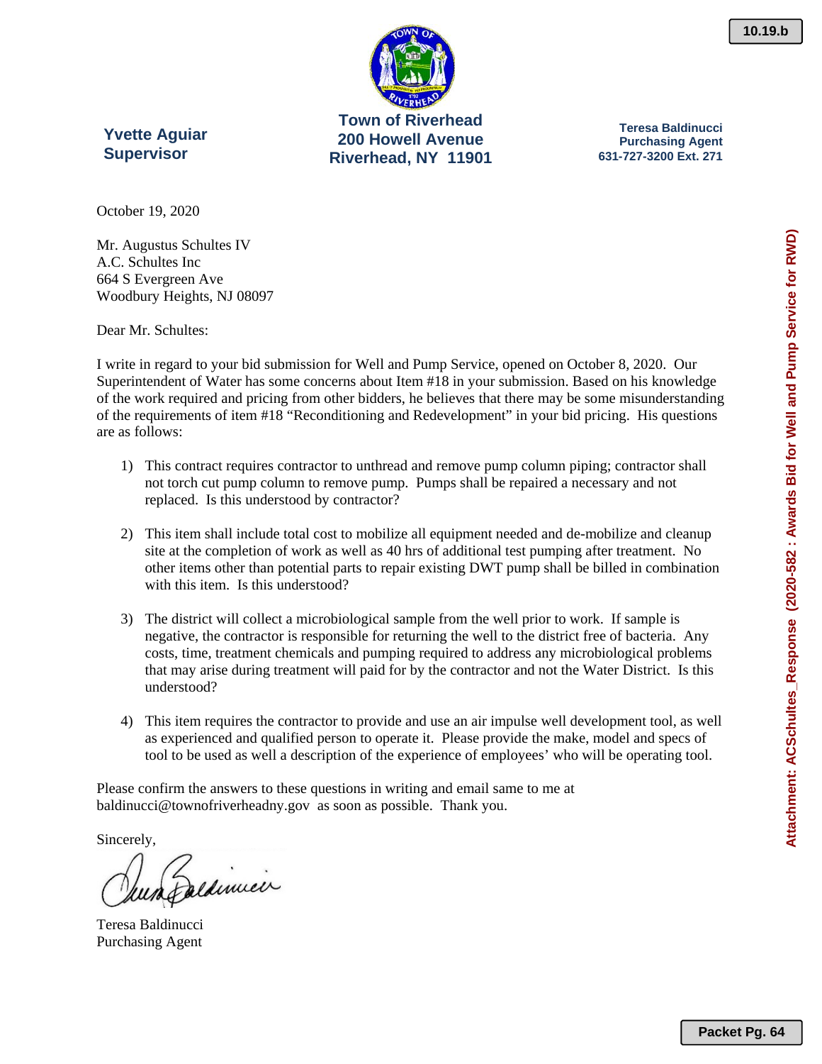**Yvette Aguiar**
**Supervisor**

**Town of Riverhead**
**200 Howell Avenue**
**Riverhead, NY 11901**

**Teresa Baldinucci**
**Purchasing Agent**
**631-727-3200 Ext. 271**

October 19, 2020

Mr. Augustus Schultes IV
A.C. Schultes Inc
664 S Evergreen Ave
Woodbury Heights, NJ 08097

Dear Mr. Schultes:

I write in regard to your bid submission for Well and Pump Service, opened on October 8, 2020. Our Superintendent of Water has some concerns about Item #18 in your submission. Based on his knowledge of the work required and pricing from other bidders, he believes that there may be some misunderstanding of the requirements of item #18 "Reconditioning and Redevelopment" in your bid pricing. His questions are as follows:

1) This contract requires contractor to unthread and remove pump column piping; contractor shall not torch cut pump column to remove pump. Pumps shall be repaired a necessary and not replaced. Is this understood by contractor?

2) This item shall include total cost to mobilize all equipment needed and de-mobilize and cleanup site at the completion of work as well as 40 hrs of additional test pumping after treatment. No other items other than potential parts to repair existing DWT pump shall be billed in combination with this item. Is this understood?

3) The district will collect a microbiological sample from the well prior to work. If sample is negative, the contractor is responsible for returning the well to the district free of bacteria. Any costs, time, treatment chemicals and pumping required to address any microbiological problems that may arise during treatment will paid for by the contractor and not the Water District. Is this understood?

4) This item requires the contractor to provide and use an air impulse well development tool, as well as experienced and qualified person to operate it. Please provide the make, model and specs of tool to be used as well a description of the experience of employees' who will be operating tool.

Please confirm the answers to these questions in writing and email same to me at baldinucci@townofriverheadny.gov as soon as possible. Thank you.

Sincerely,

Teresa Baldinucci
Purchasing Agent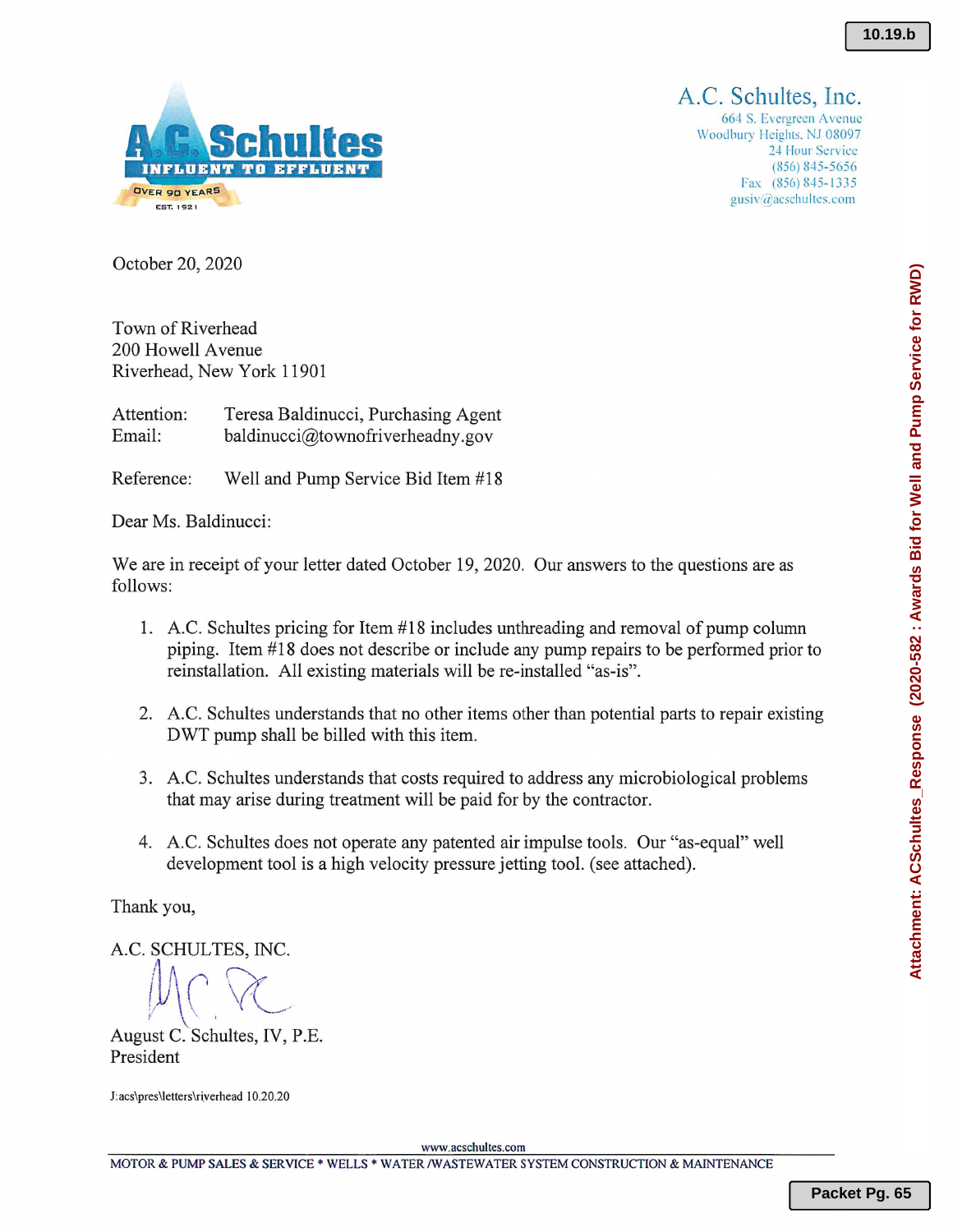A.C. Schultes
INFLUENT TO EFFLUENT
OVER 90 YEARS
EST. 1921

A.C. Schultes, Inc.
664 S. Evergreen Avenue
Woodbury Heights, NJ 08097
24 Hour Service
(856) 845-5656
Fax (856) 845-1335
gusiv@acschultes.com

October 20, 2020

Town of Riverhead
200 Howell Avenue
Riverhead, New York 11901

Attention: Teresa Baldinucci, Purchasing Agent
Email: baldinucci@townofriverheadny.gov

Reference: Well and Pump Service Bid Item #18

Dear Ms. Baldinucci:

We are in receipt of your letter dated October 19, 2020. Our answers to the questions are as follows:

1. A.C. Schultes pricing for Item #18 includes unthreading and removal of pump column piping. Item #18 does not describe or include any pump repairs to be performed prior to reinstallation. All existing materials will be re-installed "as-is".
2. A.C. Schultes understands that no other items other than potential parts to repair existing DWT pump shall be billed with this item.
3. A.C. Schultes understands that costs required to address any microbiological problems that may arise during treatment will be paid for by the contractor.
4. A.C. Schultes does not operate any patented air impulse tools. Our "as-equal" well development tool is a high velocity pressure jetting tool. (see attached).

Thank you,

A.C. SCHULTES, INC.

August C. Schultes, IV, P.E.
President

J:acs\pres\letters\riverhead 10.20.20

www.acschultes.com
MOTOR & PUMP SALES & SERVICE * WELLS * WATER /WASTEWATER SYSTEM CONSTRUCTION & MAINTENANCE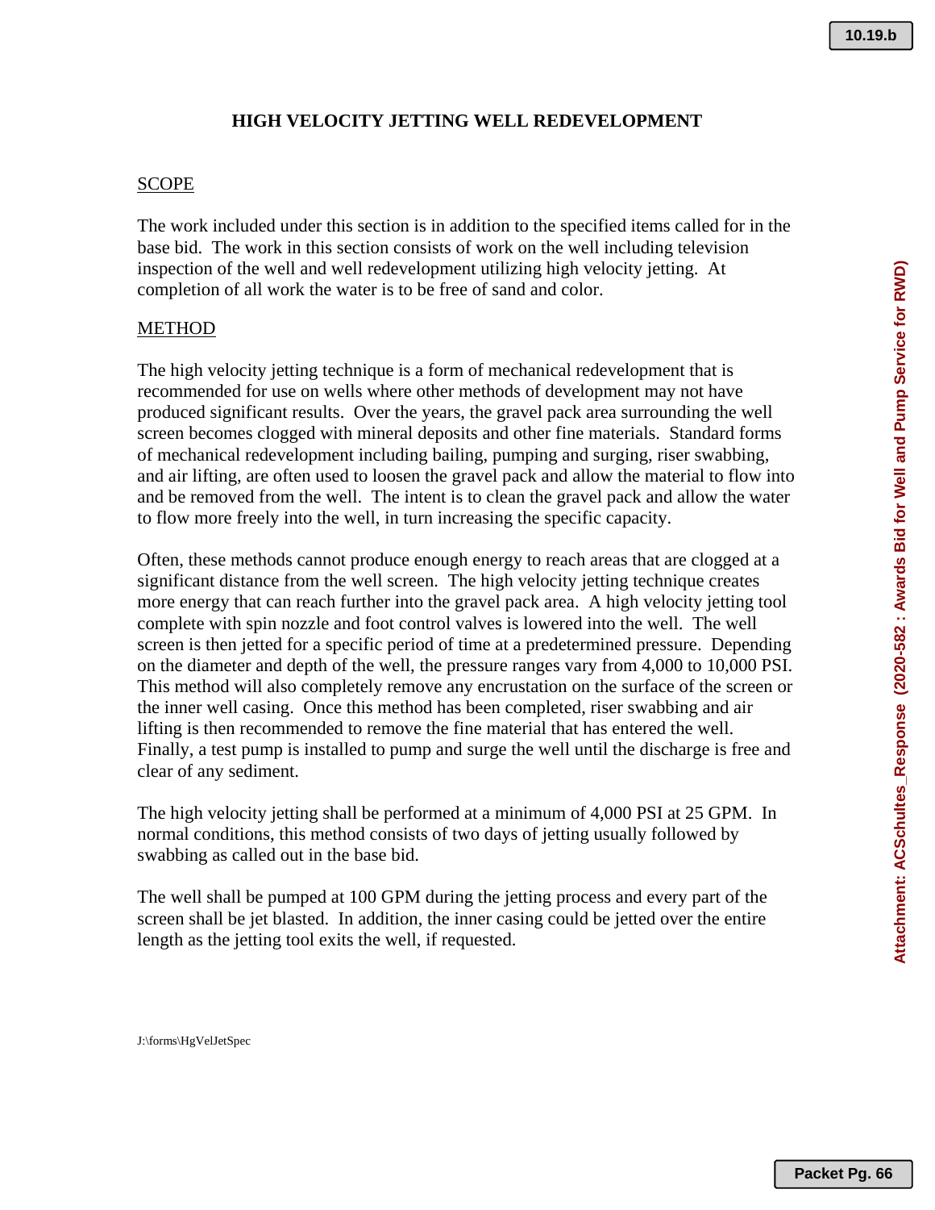# HIGH VELOCITY JETTING WELL REDEVELOPMENT

## SCOPE

The work included under this section is in addition to the specified items called for in the base bid. The work in this section consists of work on the well including television inspection of the well and well redevelopment utilizing high velocity jetting. At completion of all work the water is to be free of sand and color.

## METHOD

The high velocity jetting technique is a form of mechanical redevelopment that is recommended for use on wells where other methods of development may not have produced significant results. Over the years, the gravel pack area surrounding the well screen becomes clogged with mineral deposits and other fine materials. Standard forms of mechanical redevelopment including bailing, pumping and surging, riser swabbing, and air lifting, are often used to loosen the gravel pack and allow the material to flow into and be removed from the well. The intent is to clean the gravel pack and allow the water to flow more freely into the well, in turn increasing the specific capacity.

Often, these methods cannot produce enough energy to reach areas that are clogged at a significant distance from the well screen. The high velocity jetting technique creates more energy that can reach further into the gravel pack area. A high velocity jetting tool complete with spin nozzle and foot control valves is lowered into the well. The well screen is then jetted for a specific period of time at a predetermined pressure. Depending on the diameter and depth of the well, the pressure ranges vary from 4,000 to 10,000 PSI. This method will also completely remove any encrustation on the surface of the screen or the inner well casing. Once this method has been completed, riser swabbing and air lifting is then recommended to remove the fine material that has entered the well. Finally, a test pump is installed to pump and surge the well until the discharge is free and clear of any sediment.

The high velocity jetting shall be performed at a minimum of 4,000 PSI at 25 GPM. In normal conditions, this method consists of two days of jetting usually followed by swabbing as called out in the base bid.

The well shall be pumped at 100 GPM during the jetting process and every part of the screen shall be jet blasted. In addition, the inner casing could be jetted over the entire length as the jetting tool exits the well, if requested.

J:\forms\HgVelJetSpec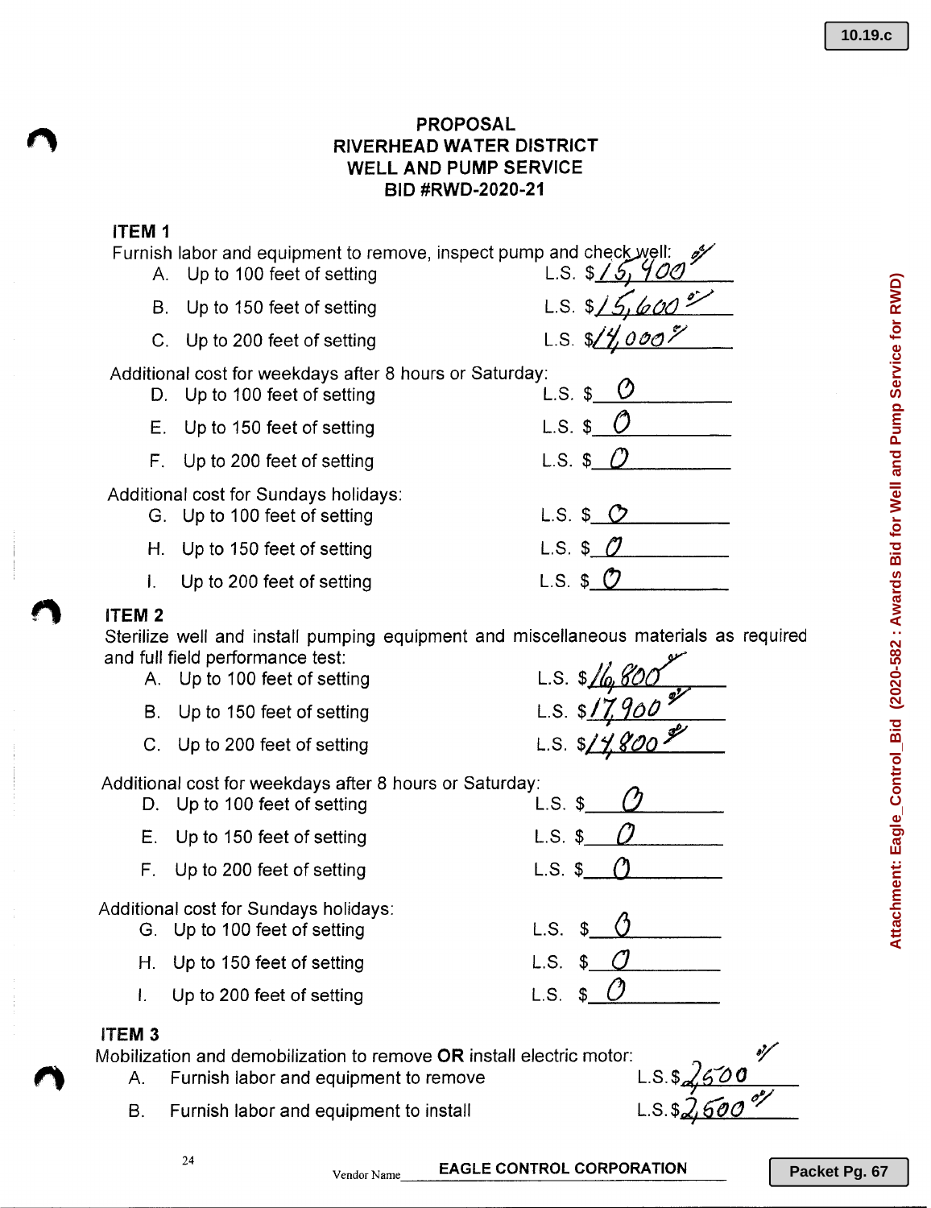# PROPOSAL
# RIVERHEAD WATER DISTRICT
# WELL AND PUMP SERVICE
# BID #RWD-2020-21

## ITEM 1

Furnish labor and equipment to remove, inspect pump and check well:

| | | |
|---|---|---|
| A. | Up to 100 feet of setting | L.S. $15,400.00 |
| B. | Up to 150 feet of setting | L.S. $15,600.00 |
| C. | Up to 200 feet of setting | L.S. $14,000.00 |

Additional cost for weekdays after 8 hours or Saturday:

| | | |
|---|---|---|
| D. | Up to 100 feet of setting | L.S. $ 0 |
| E. | Up to 150 feet of setting | L.S. $ 0 |
| F. | Up to 200 feet of setting | L.S. $ 0 |

Additional cost for Sundays holidays:

| | | |
|---|---|---|
| G. | Up to 100 feet of setting | L.S. $ 0 |
| H. | Up to 150 feet of setting | L.S. $ 0 |
| I. | Up to 200 feet of setting | L.S. $ 0 |

## ITEM 2

Sterilize well and install pumping equipment and miscellaneous materials as required and full field performance test:

| | | |
|---|---|---|
| A. | Up to 100 feet of setting | L.S. $16,800.00 |
| B. | Up to 150 feet of setting | L.S. $17,900.00 |
| C. | Up to 200 feet of setting | L.S. $14,800.00 |

Additional cost for weekdays after 8 hours or Saturday:

| | | |
|---|---|---|
| D. | Up to 100 feet of setting | L.S. $ 0 |
| E. | Up to 150 feet of setting | L.S. $ 0 |
| F. | Up to 200 feet of setting | L.S. $ 0 |

Additional cost for Sundays holidays:

| | | |
|---|---|---|
| G. | Up to 100 feet of setting | L.S. $ 0 |
| H. | Up to 150 feet of setting | L.S. $ 0 |
| I. | Up to 200 feet of setting | L.S. $ 0 |

## ITEM 3

Mobilization and demobilization to remove **OR** install electric motor:

| | | |
|---|---|---|
| A. | Furnish labor and equipment to remove | L.S. $2,500.00 |
| B. | Furnish labor and equipment to install | L.S. $2,500.00 |

Vendor Name EAGLE CONTROL CORPORATION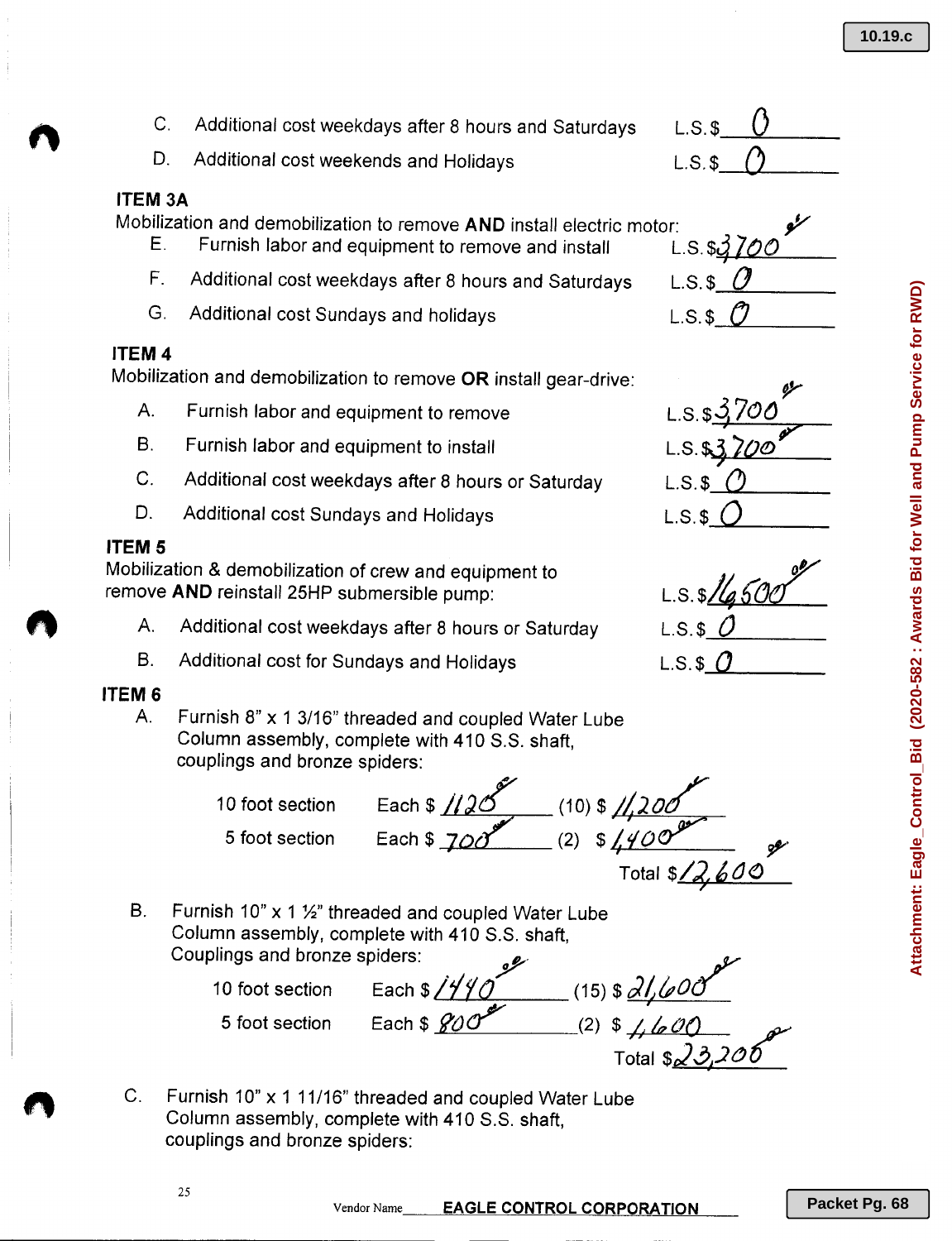C. Additional cost weekdays after 8 hours and Saturdays L.S.$ 0

D. Additional cost weekends and Holidays L.S.$ 0

**ITEM 3A**

Mobilization and demobilization to remove **AND** install electric motor:

E. Furnish labor and equipment to remove and install L.S.$ 3700.00

F. Additional cost weekdays after 8 hours and Saturdays L.S.$ 0

G. Additional cost Sundays and holidays L.S.$ 0

**ITEM 4**

Mobilization and demobilization to remove **OR** install gear-drive:

A. Furnish labor and equipment to remove L.S.$ 3,700.00

B. Furnish labor and equipment to install L.S.$ 3,700.00

C. Additional cost weekdays after 8 hours or Saturday L.S.$ 0

D. Additional cost Sundays and Holidays L.S.$ 0

**ITEM 5**

Mobilization & demobilization of crew and equipment to remove **AND** reinstall 25HP submersible pump: L.S.$ 16,500.00

A. Additional cost weekdays after 8 hours or Saturday L.S.$ 0

B. Additional cost for Sundays and Holidays L.S.$ 0

**ITEM 6**

A. Furnish 8" x 1 3/16" threaded and coupled Water Lube Column assembly, complete with 410 S.S. shaft, couplings and bronze spiders:

| | | | |
|---|---|---|---|
| 10 foot section | Each $ 1120.00 | (10) $ 11,200.00 | |
| 5 foot section | Each $ 700.00 | (2) $ 1,400.00 | |
| | | | Total $ 12,600.00 |

B. Furnish 10" x 1 ½" threaded and coupled Water Lube Column assembly, complete with 410 S.S. shaft, Couplings and bronze spiders:

| | | | |
|---|---|---|---|
| 10 foot section | Each $ 1440.00 | (15) $ 21,600.00 | |
| 5 foot section | Each $ 800.00 | (2) $ 1,600 | |
| | | | Total $ 23,200.00 |

C. Furnish 10" x 1 11/16" threaded and coupled Water Lube Column assembly, complete with 410 S.S. shaft, couplings and bronze spiders:

Vendor Name EAGLE CONTROL CORPORATION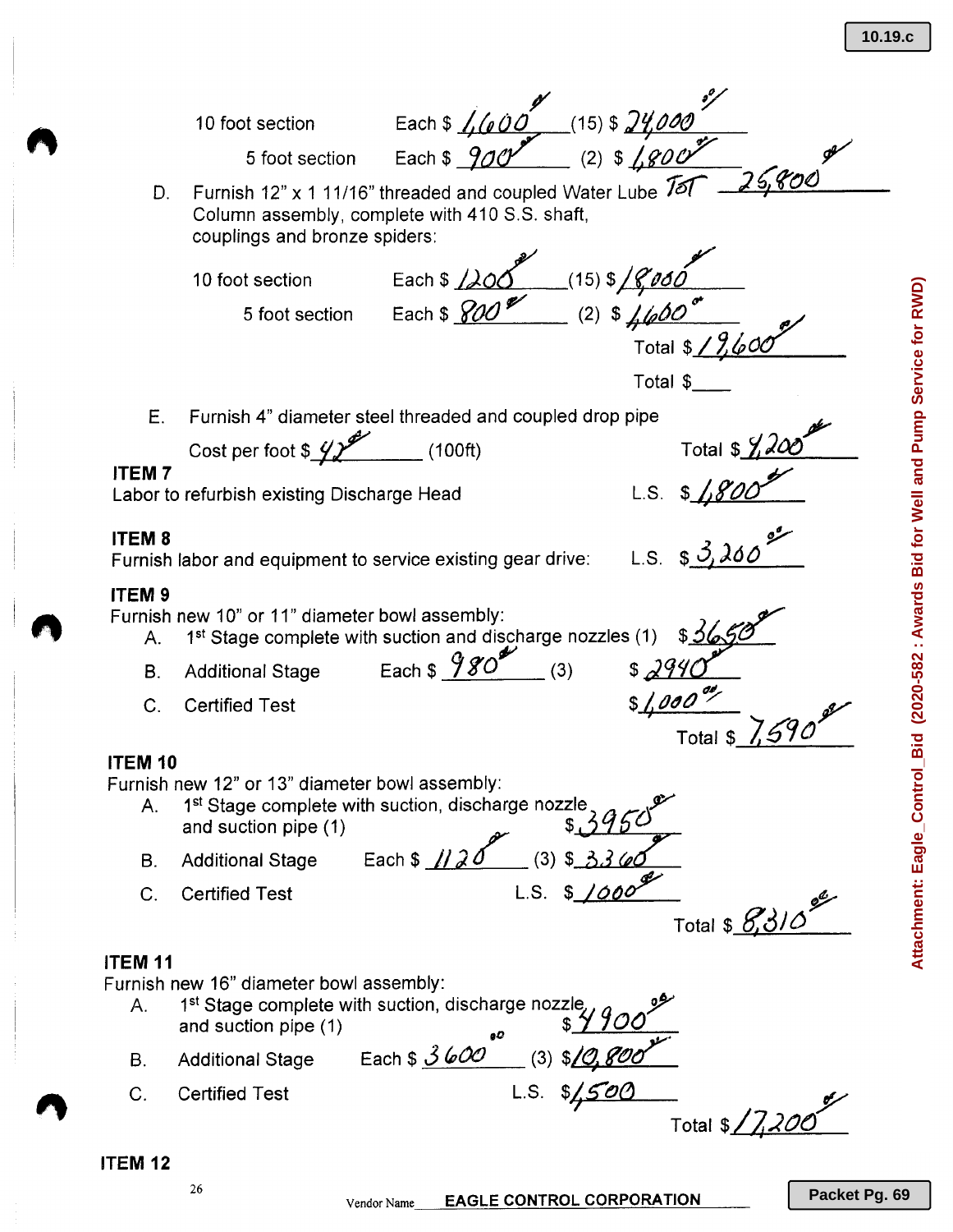10 foot section Each $ 1,600.00 (15) $ 24,000.00

5 foot section Each $ 900.00 (2) $ 1,800.00

D. Furnish 12" x 1 11/16" threaded and coupled Water Lube Column assembly, complete with 410 S.S. shaft, couplings and bronze spiders: TOT 25,800.00

10 foot section Each $ 1200.00 (15) $ 18,000.00

5 foot section Each $ 800.00 (2) $ 1,600.00

Total $ 19,600.00

Total $____

E. Furnish 4" diameter steel threaded and coupled drop pipe

Cost per foot $ 42.00 (100ft) Total $ 4,200.00

**ITEM 7**

Labor to refurbish existing Discharge Head L.S. $ 1,800.00

**ITEM 8**

Furnish labor and equipment to service existing gear drive: L.S. $ 3,260.00

**ITEM 9**

Furnish new 10" or 11" diameter bowl assembly:

A. 1st Stage complete with suction and discharge nozzles (1) $ 3650.00

B. Additional Stage Each $ 980.00 (3) $ 2940.00

C. Certified Test $ 1,000.00

Total $ 7,590.00

**ITEM 10**

Furnish new 12" or 13" diameter bowl assembly:

A. 1st Stage complete with suction, discharge nozzle and suction pipe (1) $ 3950.00

B. Additional Stage Each $ 1120.00 (3) $ 3360.00

C. Certified Test L.S. $ 1000.00

Total $ 8,310.00

**ITEM 11**

Furnish new 16" diameter bowl assembly:

A. 1st Stage complete with suction, discharge nozzle and suction pipe (1) $ 4900.00

B. Additional Stage Each $ 3600.00 (3) $ 10,800.00

C. Certified Test L.S. $ 1,500

Total $ 17,200.00

**ITEM 12**

Vendor Name EAGLE CONTROL CORPORATION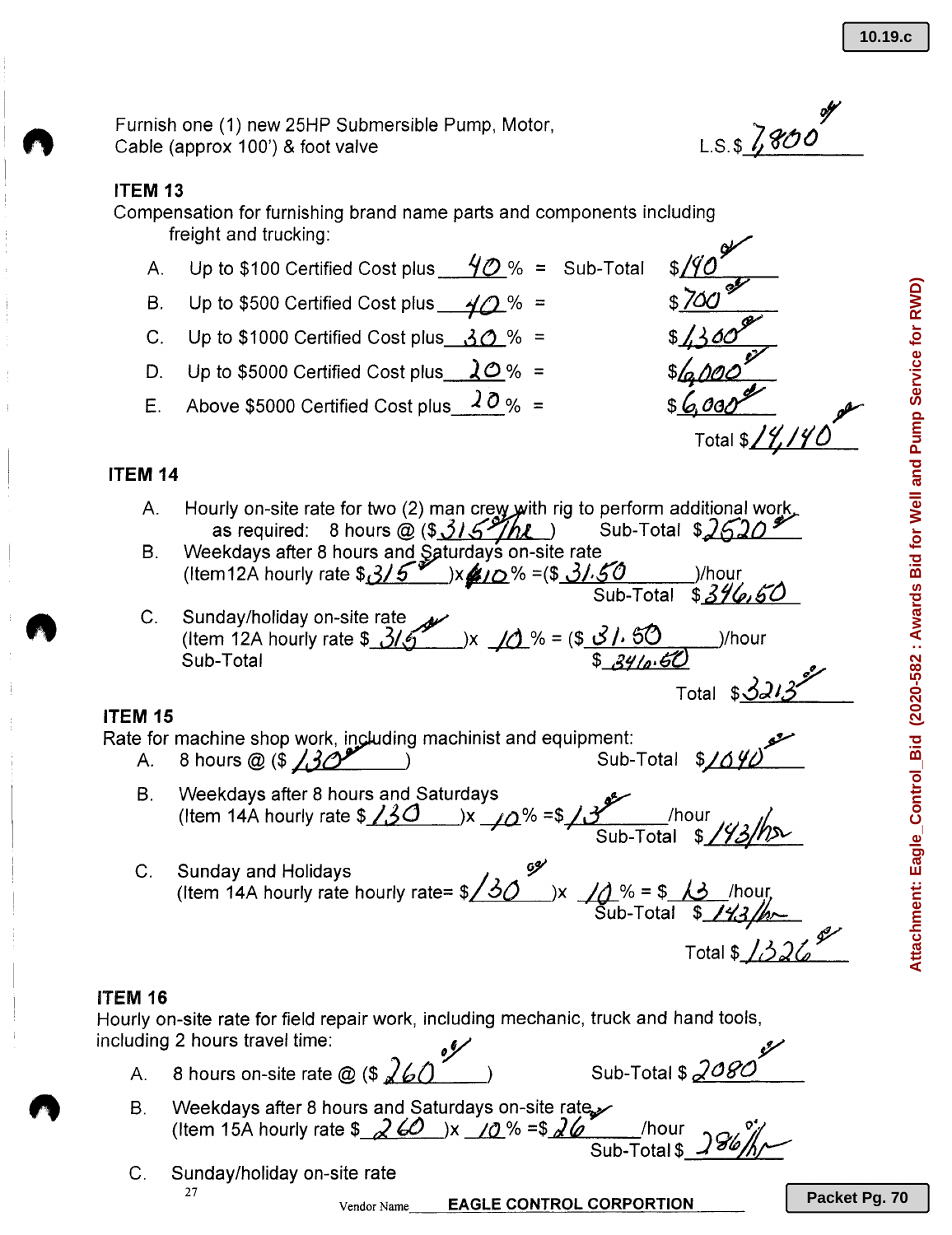Furnish one (1) new 25HP Submersible Pump, Motor, Cable (approx 100') & foot valve

L.S.$ 7,800 00

### ITEM 13

Compensation for furnishing brand name parts and components including freight and trucking:

A. Up to $100 Certified Cost plus 40 % = Sub-Total $140 00

B. Up to $500 Certified Cost plus 40 % = $700 00

C. Up to $1000 Certified Cost plus 30 % = $1,300 00

D. Up to $5000 Certified Cost plus 20 % = $6,000 00

E. Above $5000 Certified Cost plus 20 % = $6,000 00

Total $14,140 00

### ITEM 14

A. Hourly on-site rate for two (2) man crew with rig to perform additional work, as required: 8 hours @ ($315 00/hr) Sub-Total $2520 00

B. Weekdays after 8 hours and Saturdays on-site rate (Item12A hourly rate $315 00)x 10 % =($31.50)/hour Sub-Total $346.50

C. Sunday/holiday on-site rate (Item 12A hourly rate $315)x 10 % = ($31.50)/hour Sub-Total $346.50

Total $3213 00

### ITEM 15

Rate for machine shop work, including machinist and equipment:

A. 8 hours @ ($130) Sub-Total $1040 00

B. Weekdays after 8 hours and Saturdays (Item 14A hourly rate $130)x 10 % =$13 00/hour Sub-Total $143/hr

C. Sunday and Holidays (Item 14A hourly rate hourly rate= $130 00)x 10 % = $13 /hour Sub-Total $143/hr

Total $1326 00

### ITEM 16

Hourly on-site rate for field repair work, including mechanic, truck and hand tools, including 2 hours travel time:

A. 8 hours on-site rate @ ($260 00) Sub-Total $2080 00

B. Weekdays after 8 hours and Saturdays on-site rate (Item 15A hourly rate $260)x 10 % =$26 /hour Sub-Total $286/hr 00

C. Sunday/holiday on-site rate

Vendor Name EAGLE CONTROL CORPORTION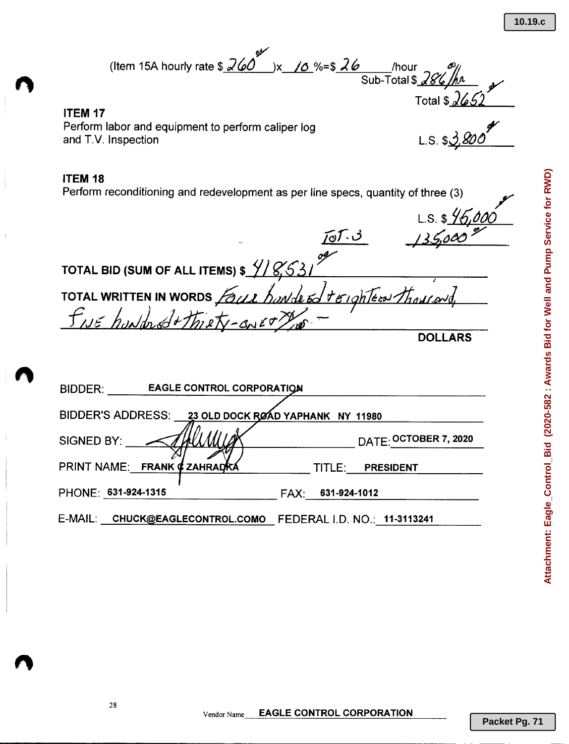(Item 15A hourly rate $ 260.00 )x 10 %=$ 26 /hour

Sub-Total $ 286/hr

Total $ 2652.00

**ITEM 17**

Perform labor and equipment to perform caliper log and T.V. Inspection

L.S. $ 3,800.00

**ITEM 18**

Perform reconditioning and redevelopment as per line specs, quantity of three (3)

L.S. $ 45,000.00

Tot. 3 135,000.00

**TOTAL BID (SUM OF ALL ITEMS) $** 418,531.00

**TOTAL WRITTEN IN WORDS** Four hundred & eighteen thousand, Five hundred & thirty-one & 00/100 — **DOLLARS**

BIDDER: **EAGLE CONTROL CORPORATION**

BIDDER'S ADDRESS: **23 OLD DOCK ROAD YAPHANK NY 11980**

SIGNED BY: [signature] DATE: **OCTOBER 7, 2020**

PRINT NAME: **FRANK C ZAHRADKA** TITLE: **PRESIDENT**

PHONE: **631-924-1315** FAX: **631-924-1012**

E-MAIL: **CHUCK@EAGLECONTROL.COMO** FEDERAL I.D. NO.: **11-3113241**

Vendor Name **EAGLE CONTROL CORPORATION**